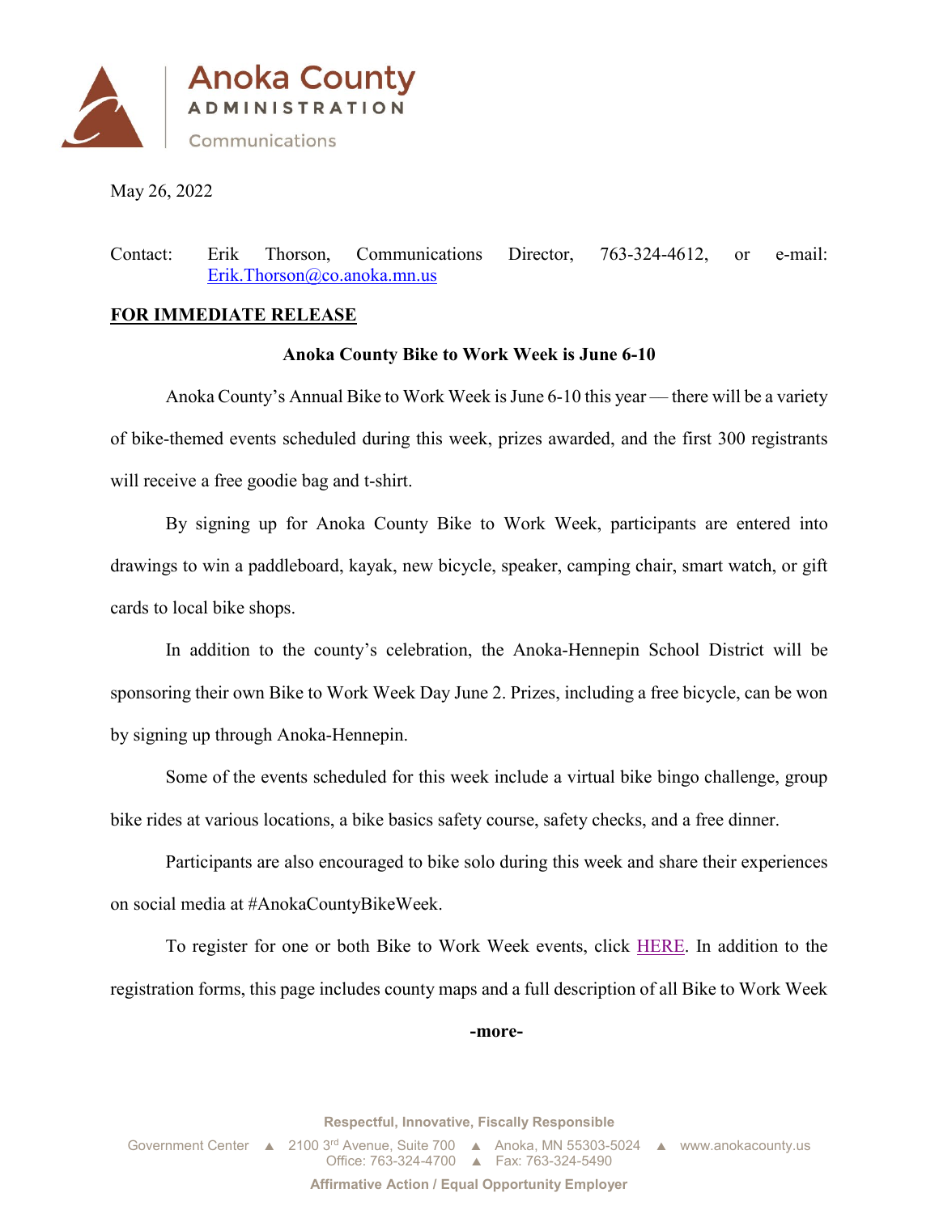Anoka County
ADMINISTRATION
Communications

May 26, 2022

Contact: Erik Thorson, Communications Director, 763-324-4612, or e-mail: Erik.Thorson@co.anoka.mn.us

**FOR IMMEDIATE RELEASE**

**Anoka County Bike to Work Week is June 6-10**

Anoka County's Annual Bike to Work Week is June 6-10 this year — there will be a variety of bike-themed events scheduled during this week, prizes awarded, and the first 300 registrants will receive a free goodie bag and t-shirt.

By signing up for Anoka County Bike to Work Week, participants are entered into drawings to win a paddleboard, kayak, new bicycle, speaker, camping chair, smart watch, or gift cards to local bike shops.

In addition to the county's celebration, the Anoka-Hennepin School District will be sponsoring their own Bike to Work Week Day June 2. Prizes, including a free bicycle, can be won by signing up through Anoka-Hennepin.

Some of the events scheduled for this week include a virtual bike bingo challenge, group bike rides at various locations, a bike basics safety course, safety checks, and a free dinner.

Participants are also encouraged to bike solo during this week and share their experiences on social media at #AnokaCountyBikeWeek.

To register for one or both Bike to Work Week events, click HERE. In addition to the registration forms, this page includes county maps and a full description of all Bike to Work Week

**-more-**

Respectful, Innovative, Fiscally Responsible

Government Center ▲ 2100 3rd Avenue, Suite 700 ▲ Anoka, MN 55303-5024 ▲ www.anokacounty.us
Office: 763-324-4700 ▲ Fax: 763-324-5490

Affirmative Action / Equal Opportunity Employer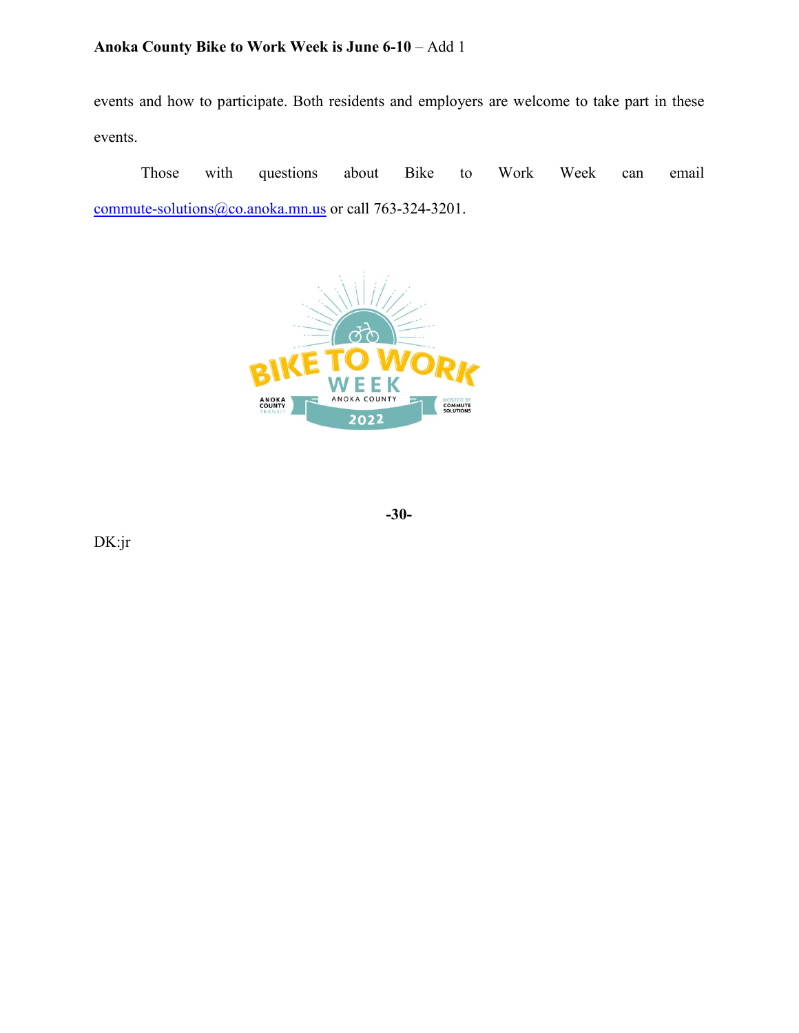events and how to participate. Both residents and employers are welcome to take part in these events.

Those with questions about Bike to Work Week can email commute-solutions@co.anoka.mn.us or call 763-324-3201.

**-30-**

DK:jr